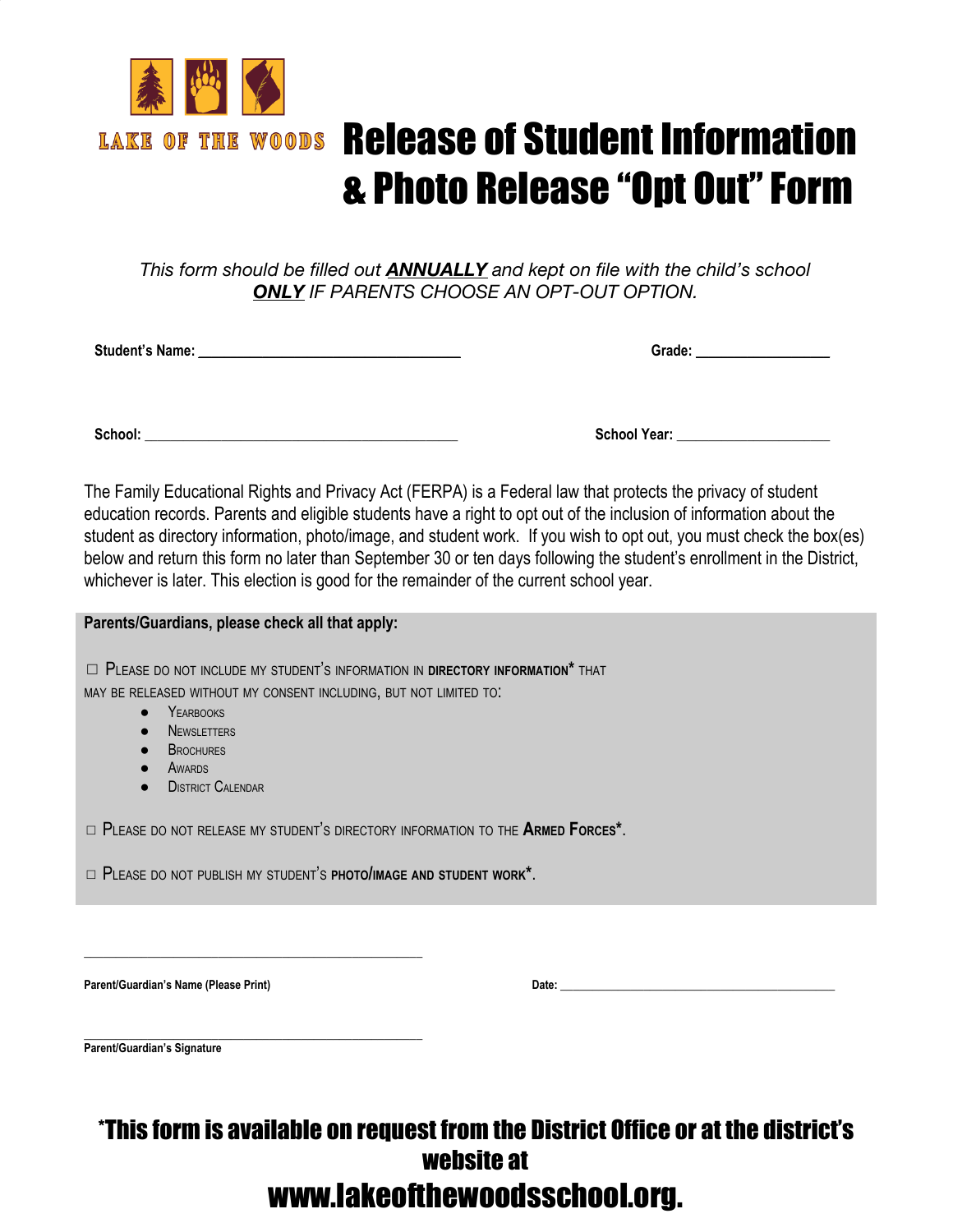LAKE OF THE WOODS

# Release of Student Information & Photo Release "Opt Out" Form

*This form should be filled out* ***ANNUALLY*** *and kept on file with the child's school* ***ONLY*** *IF PARENTS CHOOSE AN OPT-OUT OPTION.*

**Student's Name:** ________________________________ **Grade:** ________________

**School:** ________________________________________ **School Year:** ____________________

The Family Educational Rights and Privacy Act (FERPA) is a Federal law that protects the privacy of student education records. Parents and eligible students have a right to opt out of the inclusion of information about the student as directory information, photo/image, and student work. If you wish to opt out, you must check the box(es) below and return this form no later than September 30 or ten days following the student's enrollment in the District, whichever is later. This election is good for the remainder of the current school year.

**Parents/Guardians, please check all that apply:**

☐ PLEASE DO NOT INCLUDE MY STUDENT'S INFORMATION IN **DIRECTORY INFORMATION*** THAT MAY BE RELEASED WITHOUT MY CONSENT INCLUDING, BUT NOT LIMITED TO:

- YEARBOOKS
- NEWSLETTERS
- BROCHURES
- AWARDS
- DISTRICT CALENDAR

☐ PLEASE DO NOT RELEASE MY STUDENT'S DIRECTORY INFORMATION TO THE **ARMED FORCES***.

☐ PLEASE DO NOT PUBLISH MY STUDENT'S **PHOTO/IMAGE AND STUDENT WORK***.

______________________________________________

**Parent/Guardian's Name (Please Print)** **Date:** ____________________________________________

______________________________________________

**Parent/Guardian's Signature**

**\*This form is available on request from the District Office or at the district's website at**

**www.lakeofthewoodsschool.org.**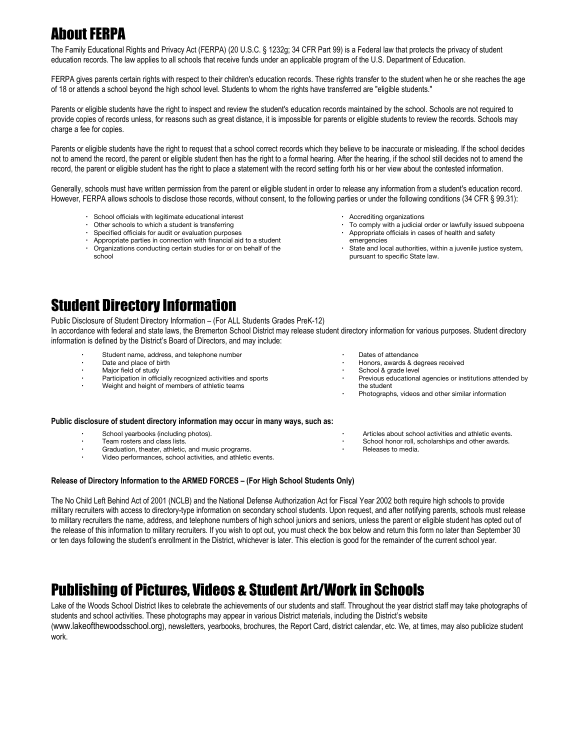# About FERPA

The Family Educational Rights and Privacy Act (FERPA) (20 U.S.C. § 1232g; 34 CFR Part 99) is a Federal law that protects the privacy of student education records. The law applies to all schools that receive funds under an applicable program of the U.S. Department of Education.

FERPA gives parents certain rights with respect to their children's education records. These rights transfer to the student when he or she reaches the age of 18 or attends a school beyond the high school level. Students to whom the rights have transferred are "eligible students."

Parents or eligible students have the right to inspect and review the student's education records maintained by the school. Schools are not required to provide copies of records unless, for reasons such as great distance, it is impossible for parents or eligible students to review the records. Schools may charge a fee for copies.

Parents or eligible students have the right to request that a school correct records which they believe to be inaccurate or misleading. If the school decides not to amend the record, the parent or eligible student then has the right to a formal hearing. After the hearing, if the school still decides not to amend the record, the parent or eligible student has the right to place a statement with the record setting forth his or her view about the contested information.

Generally, schools must have written permission from the parent or eligible student in order to release any information from a student's education record. However, FERPA allows schools to disclose those records, without consent, to the following parties or under the following conditions (34 CFR § 99.31):

- School officials with legitimate educational interest
- Other schools to which a student is transferring
- Specified officials for audit or evaluation purposes
- Appropriate parties in connection with financial aid to a student
- Organizations conducting certain studies for or on behalf of the school
- Accrediting organizations
- To comply with a judicial order or lawfully issued subpoena
- Appropriate officials in cases of health and safety emergencies
- State and local authorities, within a juvenile justice system, pursuant to specific State law.

# Student Directory Information

Public Disclosure of Student Directory Information – (For ALL Students Grades PreK-12)
In accordance with federal and state laws, the Bremerton School District may release student directory information for various purposes. Student directory information is defined by the District's Board of Directors, and may include:

- Student name, address, and telephone number
- Date and place of birth
- Major field of study
- Participation in officially recognized activities and sports
- Weight and height of members of athletic teams
- Dates of attendance
- Honors, awards & degrees received
- School & grade level
- Previous educational agencies or institutions attended by the student
- Photographs, videos and other similar information

**Public disclosure of student directory information may occur in many ways, such as:**

- School yearbooks (including photos).
- Team rosters and class lists.
- Graduation, theater, athletic, and music programs.
- Video performances, school activities, and athletic events.
- Articles about school activities and athletic events.
- School honor roll, scholarships and other awards.
- Releases to media.

**Release of Directory Information to the ARMED FORCES – (For High School Students Only)**

The No Child Left Behind Act of 2001 (NCLB) and the National Defense Authorization Act for Fiscal Year 2002 both require high schools to provide military recruiters with access to directory-type information on secondary school students. Upon request, and after notifying parents, schools must release to military recruiters the name, address, and telephone numbers of high school juniors and seniors, unless the parent or eligible student has opted out of the release of this information to military recruiters. If you wish to opt out, you must check the box below and return this form no later than September 30 or ten days following the student's enrollment in the District, whichever is later. This election is good for the remainder of the current school year.

# Publishing of Pictures, Videos & Student Art/Work in Schools

Lake of the Woods School District likes to celebrate the achievements of our students and staff. Throughout the year district staff may take photographs of students and school activities. These photographs may appear in various District materials, including the District's website (www.lakeofthewoodsschool.org), newsletters, yearbooks, brochures, the Report Card, district calendar, etc. We, at times, may also publicize student work.